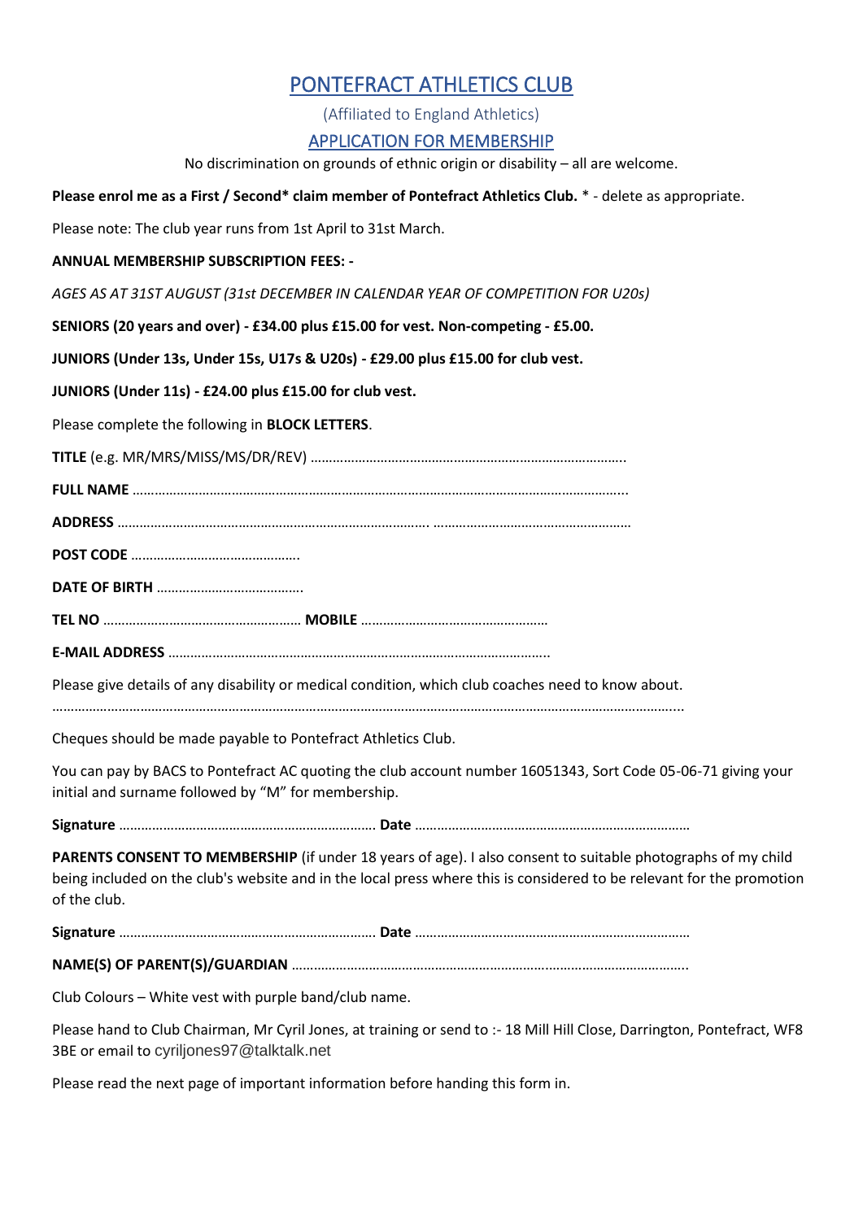# PONTEFRACT ATHLETICS CLUB

(Affiliated to England Athletics)

## APPLICATION FOR MEMBERSHIP

No discrimination on grounds of ethnic origin or disability – all are welcome.

**Please enrol me as a First / Second* claim member of Pontefract Athletics Club.** * - delete as appropriate.

Please note: The club year runs from 1st April to 31st March.

**ANNUAL MEMBERSHIP SUBSCRIPTION FEES: -**

*AGES AS AT 31ST AUGUST (31st DECEMBER IN CALENDAR YEAR OF COMPETITION FOR U20s)*

**SENIORS (20 years and over) - £34.00 plus £15.00 for vest. Non-competing - £5.00.**

**JUNIORS (Under 13s, Under 15s, U17s & U20s) - £29.00 plus £15.00 for club vest.**

**JUNIORS (Under 11s) - £24.00 plus £15.00 for club vest.**

Please complete the following in **BLOCK LETTERS**.

**TITLE** (e.g. MR/MRS/MISS/MS/DR/REV) …………………………………………………………………………..

**FULL NAME** …………………………………………………………………………………………………………………..

**ADDRESS** ………………………………………………………………………. ………………………………………………

**POST CODE** ……………………………………….

**DATE OF BIRTH** ………………………………….

**TEL NO** ……………………………………………… **MOBILE** ……………………………………………

**E-MAIL ADDRESS** ……………………………………………………………………………………………..

Please give details of any disability or medical condition, which club coaches need to know about.

……………………………………………………………………………………………………………………………………………...

Cheques should be made payable to Pontefract Athletics Club.

You can pay by BACS to Pontefract AC quoting the club account number 16051343, Sort Code 05-06-71 giving your initial and surname followed by "M" for membership.

**Signature** ……………………………………………………………. **Date** …………………………………………………………………

**PARENTS CONSENT TO MEMBERSHIP** (if under 18 years of age). I also consent to suitable photographs of my child being included on the club's website and in the local press where this is considered to be relevant for the promotion of the club.

**Signature** ……………………………………………………………. **Date** …………………………………………………………………

**NAME(S) OF PARENT(S)/GUARDIAN** ……………………………………………………………………………………………….

Club Colours – White vest with purple band/club name.

Please hand to Club Chairman, Mr Cyril Jones, at training or send to :- 18 Mill Hill Close, Darrington, Pontefract, WF8 3BE or email to cyriljones97@talktalk.net

Please read the next page of important information before handing this form in.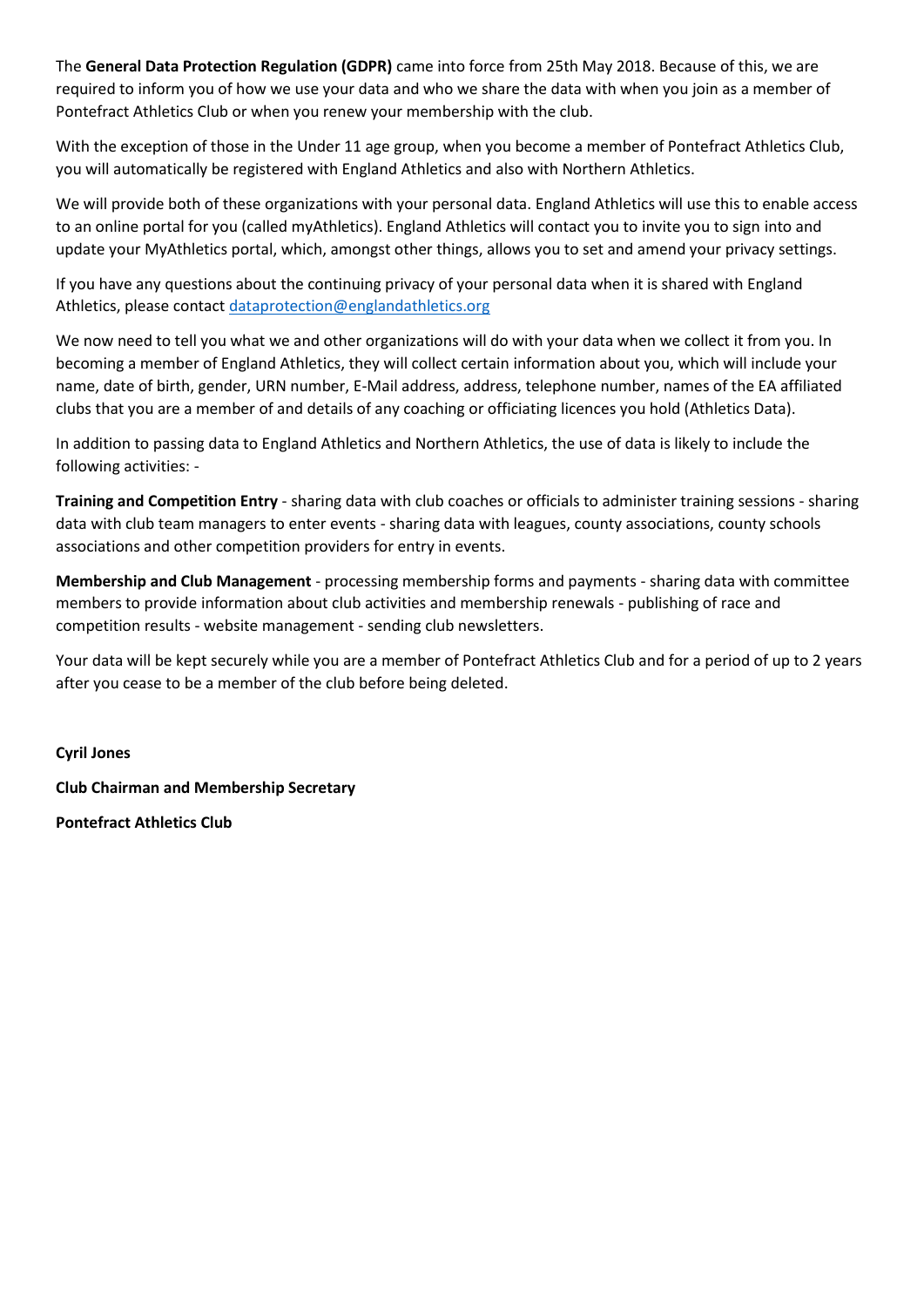The **General Data Protection Regulation (GDPR)** came into force from 25th May 2018. Because of this, we are required to inform you of how we use your data and who we share the data with when you join as a member of Pontefract Athletics Club or when you renew your membership with the club.

With the exception of those in the Under 11 age group, when you become a member of Pontefract Athletics Club, you will automatically be registered with England Athletics and also with Northern Athletics.

We will provide both of these organizations with your personal data. England Athletics will use this to enable access to an online portal for you (called myAthletics). England Athletics will contact you to invite you to sign into and update your MyAthletics portal, which, amongst other things, allows you to set and amend your privacy settings.

If you have any questions about the continuing privacy of your personal data when it is shared with England Athletics, please contact dataprotection@englandathletics.org

We now need to tell you what we and other organizations will do with your data when we collect it from you. In becoming a member of England Athletics, they will collect certain information about you, which will include your name, date of birth, gender, URN number, E-Mail address, address, telephone number, names of the EA affiliated clubs that you are a member of and details of any coaching or officiating licences you hold (Athletics Data).

In addition to passing data to England Athletics and Northern Athletics, the use of data is likely to include the following activities: -

**Training and Competition Entry** - sharing data with club coaches or officials to administer training sessions - sharing data with club team managers to enter events - sharing data with leagues, county associations, county schools associations and other competition providers for entry in events.

**Membership and Club Management** - processing membership forms and payments - sharing data with committee members to provide information about club activities and membership renewals - publishing of race and competition results - website management - sending club newsletters.

Your data will be kept securely while you are a member of Pontefract Athletics Club and for a period of up to 2 years after you cease to be a member of the club before being deleted.

**Cyril Jones**

**Club Chairman and Membership Secretary**

**Pontefract Athletics Club**